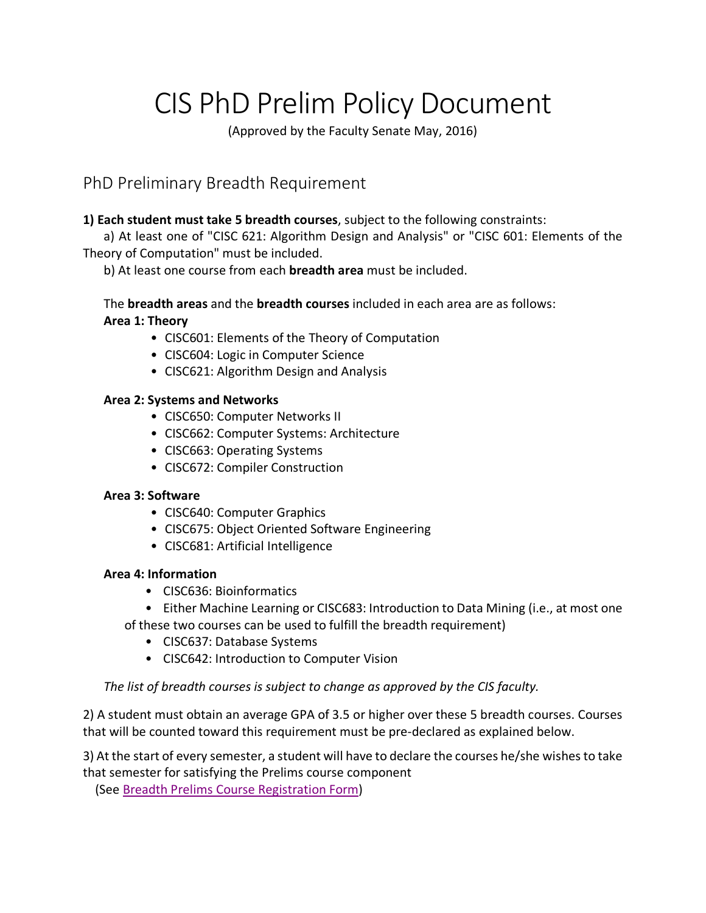# CIS PhD Prelim Policy Document

(Approved by the Faculty Senate May, 2016)

## PhD Preliminary Breadth Requirement

**1) Each student must take 5 breadth courses**, subject to the following constraints:

a) At least one of "CISC 621: Algorithm Design and Analysis" or "CISC 601: Elements of the Theory of Computation" must be included.

b) At least one course from each **breadth area** must be included.

The **breadth areas** and the **breadth courses** included in each area are as follows:

**Area 1: Theory**

- CISC601: Elements of the Theory of Computation
- CISC604: Logic in Computer Science
- CISC621: Algorithm Design and Analysis

**Area 2: Systems and Networks**

- CISC650: Computer Networks II
- CISC662: Computer Systems: Architecture
- CISC663: Operating Systems
- CISC672: Compiler Construction

**Area 3: Software**

- CISC640: Computer Graphics
- CISC675: Object Oriented Software Engineering
- CISC681: Artificial Intelligence

**Area 4: Information**

- CISC636: Bioinformatics
- Either Machine Learning or CISC683: Introduction to Data Mining (i.e., at most one of these two courses can be used to fulfill the breadth requirement)
- CISC637: Database Systems
- CISC642: Introduction to Computer Vision

*The list of breadth courses is subject to change as approved by the CIS faculty.*

2) A student must obtain an average GPA of 3.5 or higher over these 5 breadth courses. Courses that will be counted toward this requirement must be pre-declared as explained below.

3) At the start of every semester, a student will have to declare the courses he/she wishes to take that semester for satisfying the Prelims course component

(See Breadth Prelims Course Registration Form)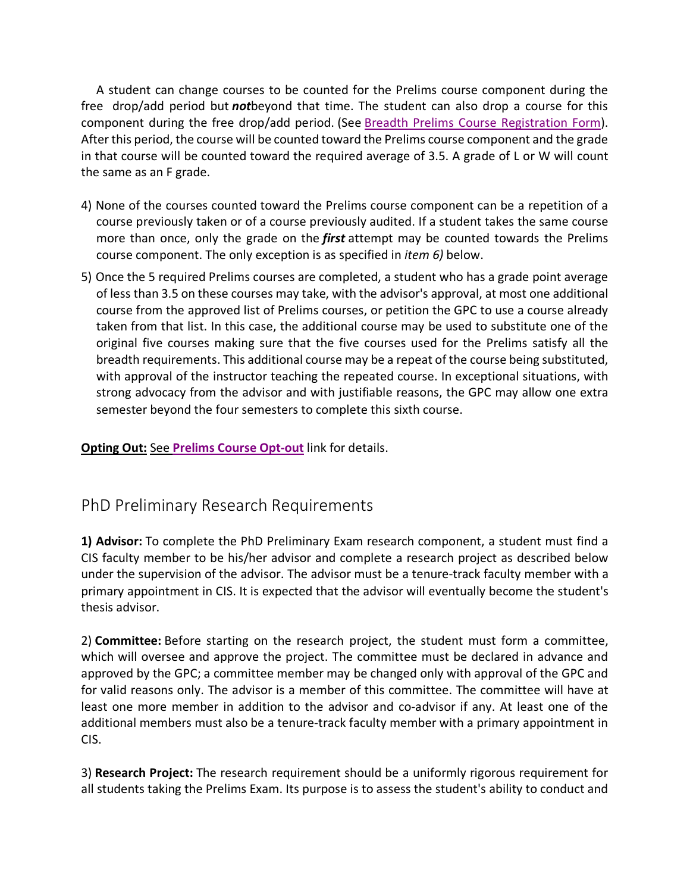A student can change courses to be counted for the Prelims course component during the free drop/add period but ***not*** beyond that time. The student can also drop a course for this component during the free drop/add period. (See Breadth Prelims Course Registration Form). After this period, the course will be counted toward the Prelims course component and the grade in that course will be counted toward the required average of 3.5. A grade of L or W will count the same as an F grade.

4) None of the courses counted toward the Prelims course component can be a repetition of a course previously taken or of a course previously audited. If a student takes the same course more than once, only the grade on the ***first*** attempt may be counted towards the Prelims course component. The only exception is as specified in *item 6)* below.

5) Once the 5 required Prelims courses are completed, a student who has a grade point average of less than 3.5 on these courses may take, with the advisor's approval, at most one additional course from the approved list of Prelims courses, or petition the GPC to use a course already taken from that list. In this case, the additional course may be used to substitute one of the original five courses making sure that the five courses used for the Prelims satisfy all the breadth requirements. This additional course may be a repeat of the course being substituted, with approval of the instructor teaching the repeated course. In exceptional situations, with strong advocacy from the advisor and with justifiable reasons, the GPC may allow one extra semester beyond the four semesters to complete this sixth course.

**Opting Out:** See **Prelims Course Opt-out** link for details.

## PhD Preliminary Research Requirements

**1) Advisor:** To complete the PhD Preliminary Exam research component, a student must find a CIS faculty member to be his/her advisor and complete a research project as described below under the supervision of the advisor. The advisor must be a tenure-track faculty member with a primary appointment in CIS. It is expected that the advisor will eventually become the student's thesis advisor.

2) **Committee:** Before starting on the research project, the student must form a committee, which will oversee and approve the project. The committee must be declared in advance and approved by the GPC; a committee member may be changed only with approval of the GPC and for valid reasons only. The advisor is a member of this committee. The committee will have at least one more member in addition to the advisor and co-advisor if any. At least one of the additional members must also be a tenure-track faculty member with a primary appointment in CIS.

3) **Research Project:** The research requirement should be a uniformly rigorous requirement for all students taking the Prelims Exam. Its purpose is to assess the student's ability to conduct and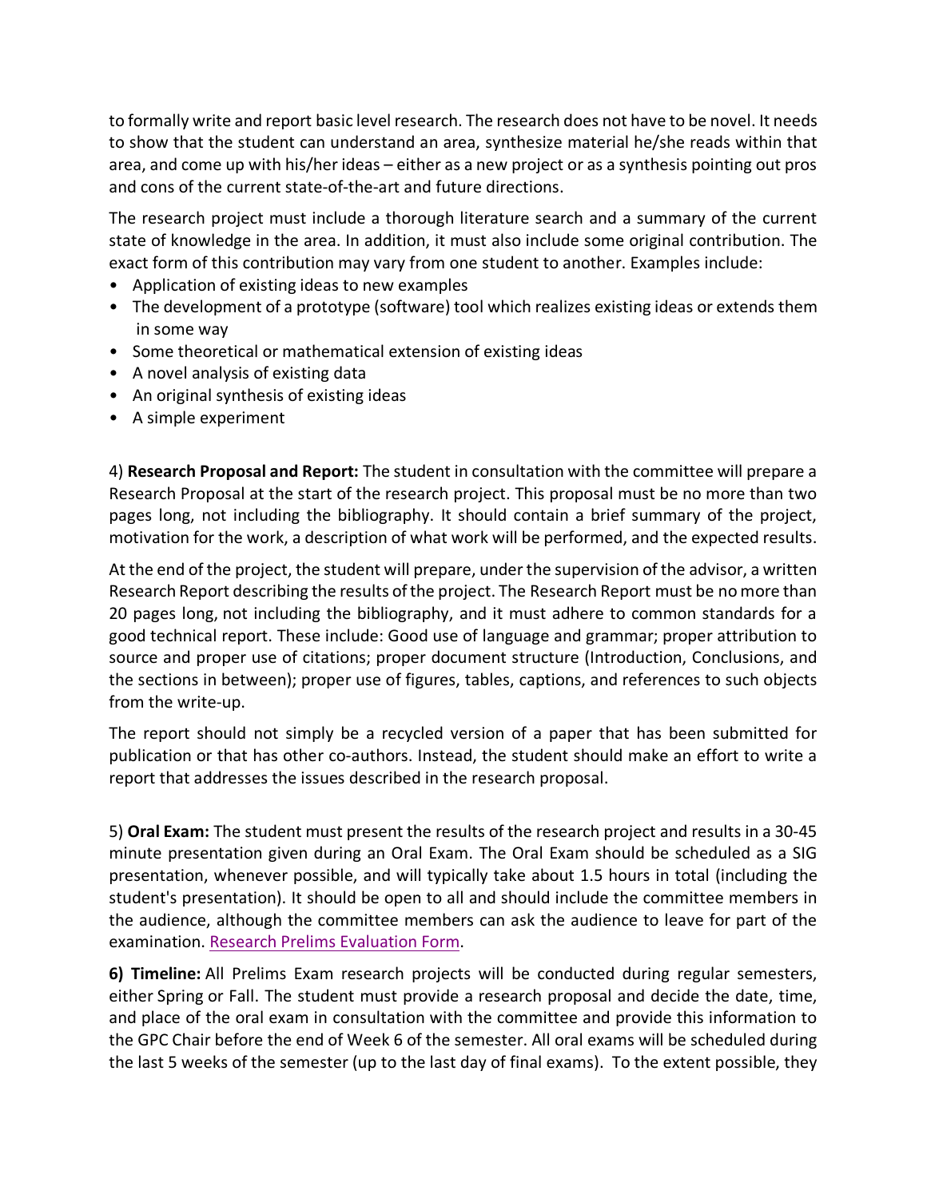to formally write and report basic level research. The research does not have to be novel. It needs to show that the student can understand an area, synthesize material he/she reads within that area, and come up with his/her ideas – either as a new project or as a synthesis pointing out pros and cons of the current state-of-the-art and future directions.

The research project must include a thorough literature search and a summary of the current state of knowledge in the area. In addition, it must also include some original contribution. The exact form of this contribution may vary from one student to another. Examples include:

- Application of existing ideas to new examples
- The development of a prototype (software) tool which realizes existing ideas or extends them in some way
- Some theoretical or mathematical extension of existing ideas
- A novel analysis of existing data
- An original synthesis of existing ideas
- A simple experiment

4) **Research Proposal and Report:** The student in consultation with the committee will prepare a Research Proposal at the start of the research project. This proposal must be no more than two pages long, not including the bibliography. It should contain a brief summary of the project, motivation for the work, a description of what work will be performed, and the expected results.

At the end of the project, the student will prepare, under the supervision of the advisor, a written Research Report describing the results of the project. The Research Report must be no more than 20 pages long, not including the bibliography, and it must adhere to common standards for a good technical report. These include: Good use of language and grammar; proper attribution to source and proper use of citations; proper document structure (Introduction, Conclusions, and the sections in between); proper use of figures, tables, captions, and references to such objects from the write-up.

The report should not simply be a recycled version of a paper that has been submitted for publication or that has other co-authors. Instead, the student should make an effort to write a report that addresses the issues described in the research proposal.

5) **Oral Exam:** The student must present the results of the research project and results in a 30-45 minute presentation given during an Oral Exam. The Oral Exam should be scheduled as a SIG presentation, whenever possible, and will typically take about 1.5 hours in total (including the student's presentation). It should be open to all and should include the committee members in the audience, although the committee members can ask the audience to leave for part of the examination. [Research Prelims Evaluation Form](#).

**6) Timeline:** All Prelims Exam research projects will be conducted during regular semesters, either Spring or Fall. The student must provide a research proposal and decide the date, time, and place of the oral exam in consultation with the committee and provide this information to the GPC Chair before the end of Week 6 of the semester. All oral exams will be scheduled during the last 5 weeks of the semester (up to the last day of final exams). To the extent possible, they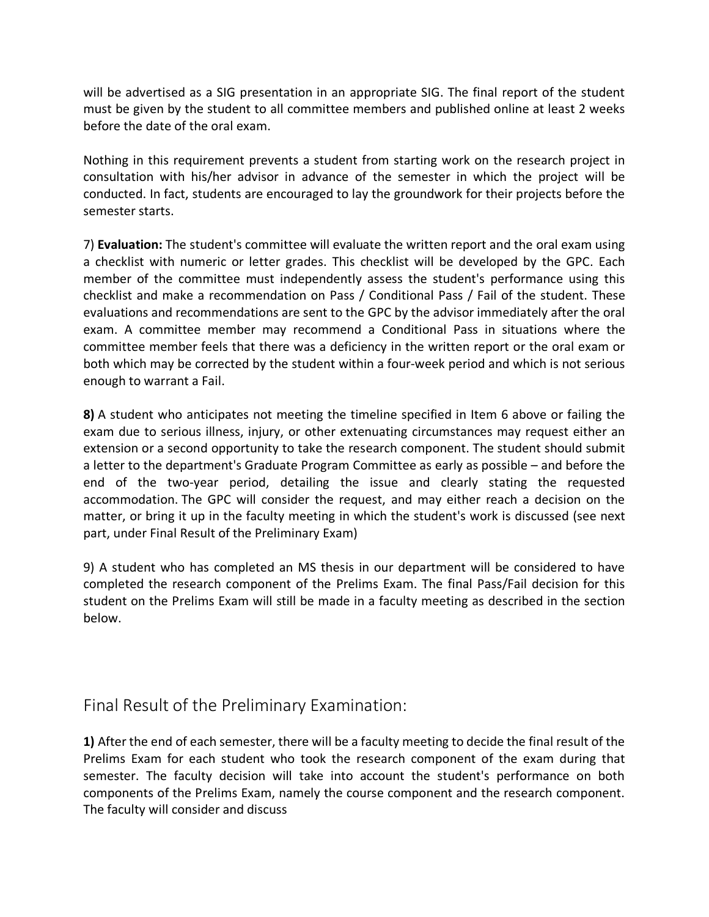will be advertised as a SIG presentation in an appropriate SIG. The final report of the student must be given by the student to all committee members and published online at least 2 weeks before the date of the oral exam.

Nothing in this requirement prevents a student from starting work on the research project in consultation with his/her advisor in advance of the semester in which the project will be conducted. In fact, students are encouraged to lay the groundwork for their projects before the semester starts.

7) **Evaluation:** The student's committee will evaluate the written report and the oral exam using a checklist with numeric or letter grades. This checklist will be developed by the GPC. Each member of the committee must independently assess the student's performance using this checklist and make a recommendation on Pass / Conditional Pass / Fail of the student. These evaluations and recommendations are sent to the GPC by the advisor immediately after the oral exam. A committee member may recommend a Conditional Pass in situations where the committee member feels that there was a deficiency in the written report or the oral exam or both which may be corrected by the student within a four-week period and which is not serious enough to warrant a Fail.

**8)** A student who anticipates not meeting the timeline specified in Item 6 above or failing the exam due to serious illness, injury, or other extenuating circumstances may request either an extension or a second opportunity to take the research component. The student should submit a letter to the department's Graduate Program Committee as early as possible – and before the end of the two-year period, detailing the issue and clearly stating the requested accommodation. The GPC will consider the request, and may either reach a decision on the matter, or bring it up in the faculty meeting in which the student's work is discussed (see next part, under Final Result of the Preliminary Exam)

9) A student who has completed an MS thesis in our department will be considered to have completed the research component of the Prelims Exam. The final Pass/Fail decision for this student on the Prelims Exam will still be made in a faculty meeting as described in the section below.

## Final Result of the Preliminary Examination:

**1)** After the end of each semester, there will be a faculty meeting to decide the final result of the Prelims Exam for each student who took the research component of the exam during that semester. The faculty decision will take into account the student's performance on both components of the Prelims Exam, namely the course component and the research component. The faculty will consider and discuss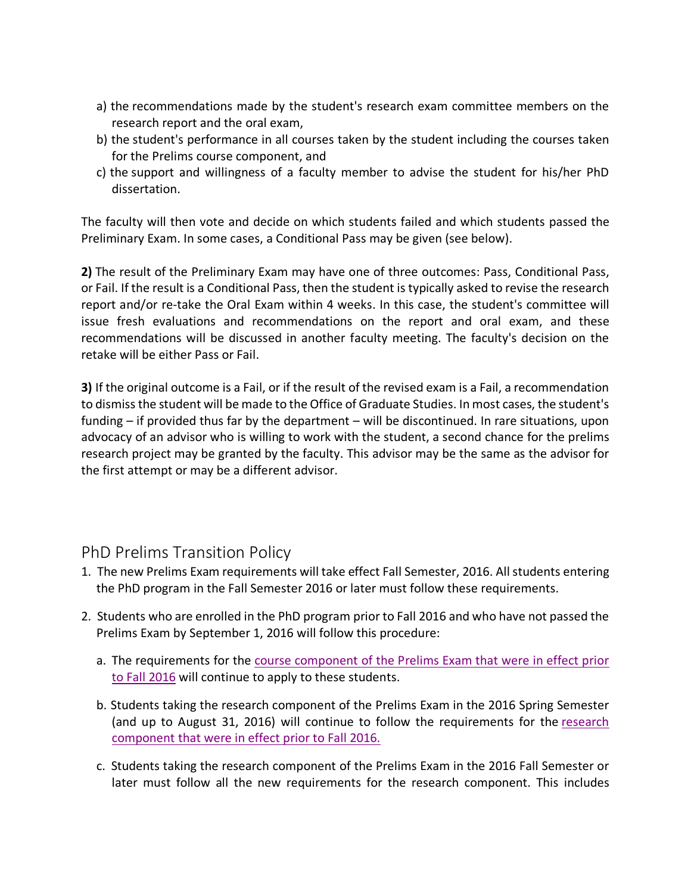a) the recommendations made by the student's research exam committee members on the research report and the oral exam,
b) the student's performance in all courses taken by the student including the courses taken for the Prelims course component, and
c) the support and willingness of a faculty member to advise the student for his/her PhD dissertation.

The faculty will then vote and decide on which students failed and which students passed the Preliminary Exam. In some cases, a Conditional Pass may be given (see below).

**2)** The result of the Preliminary Exam may have one of three outcomes: Pass, Conditional Pass, or Fail. If the result is a Conditional Pass, then the student is typically asked to revise the research report and/or re-take the Oral Exam within 4 weeks. In this case, the student's committee will issue fresh evaluations and recommendations on the report and oral exam, and these recommendations will be discussed in another faculty meeting. The faculty's decision on the retake will be either Pass or Fail.

**3)** If the original outcome is a Fail, or if the result of the revised exam is a Fail, a recommendation to dismiss the student will be made to the Office of Graduate Studies. In most cases, the student's funding – if provided thus far by the department – will be discontinued. In rare situations, upon advocacy of an advisor who is willing to work with the student, a second chance for the prelims research project may be granted by the faculty. This advisor may be the same as the advisor for the first attempt or may be a different advisor.

## PhD Prelims Transition Policy

1. The new Prelims Exam requirements will take effect Fall Semester, 2016. All students entering the PhD program in the Fall Semester 2016 or later must follow these requirements.

2. Students who are enrolled in the PhD program prior to Fall 2016 and who have not passed the Prelims Exam by September 1, 2016 will follow this procedure:

   a. The requirements for the course component of the Prelims Exam that were in effect prior to Fall 2016 will continue to apply to these students.

   b. Students taking the research component of the Prelims Exam in the 2016 Spring Semester (and up to August 31, 2016) will continue to follow the requirements for the research component that were in effect prior to Fall 2016.

   c. Students taking the research component of the Prelims Exam in the 2016 Fall Semester or later must follow all the new requirements for the research component. This includes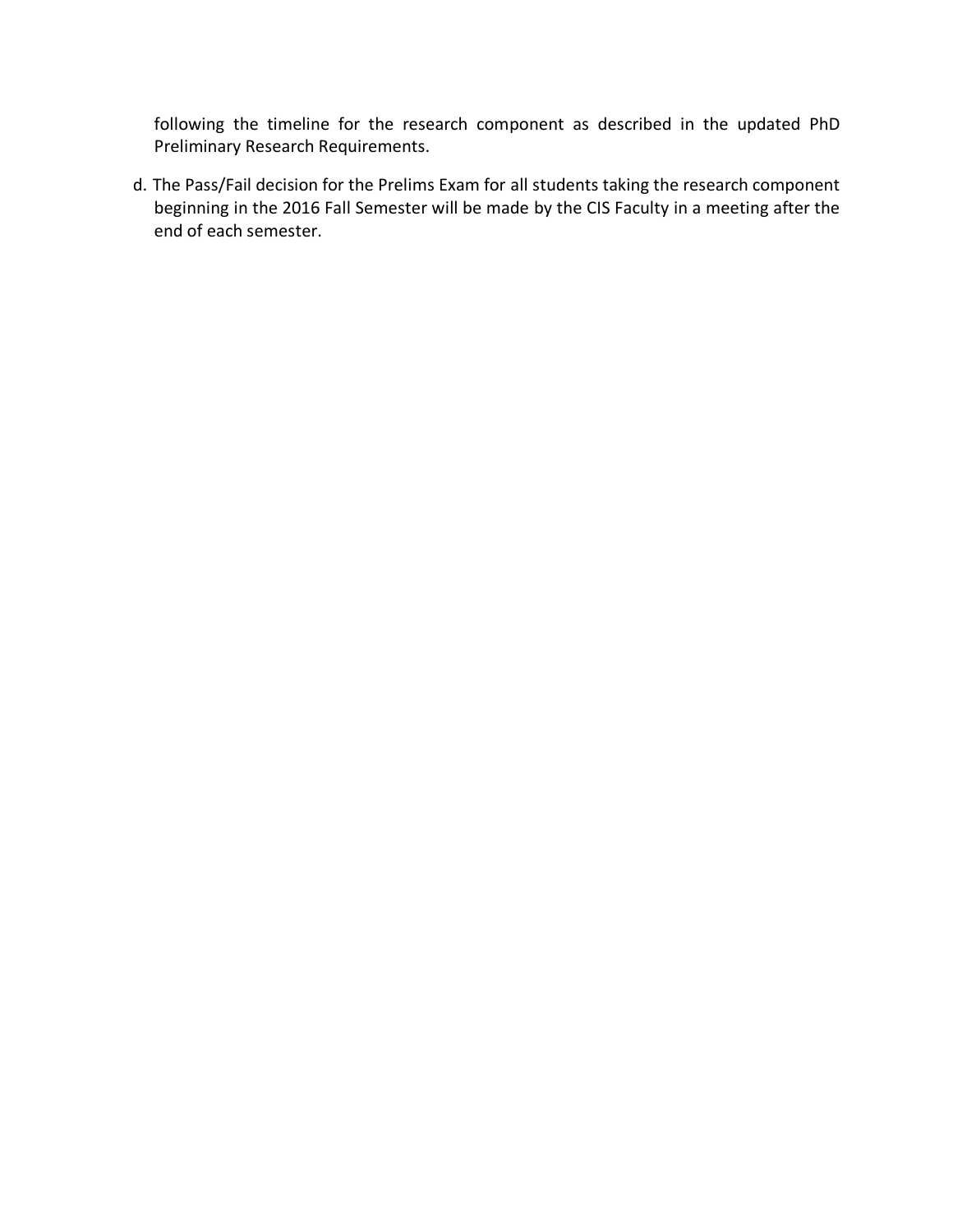following the timeline for the research component as described in the updated PhD Preliminary Research Requirements.

d. The Pass/Fail decision for the Prelims Exam for all students taking the research component beginning in the 2016 Fall Semester will be made by the CIS Faculty in a meeting after the end of each semester.